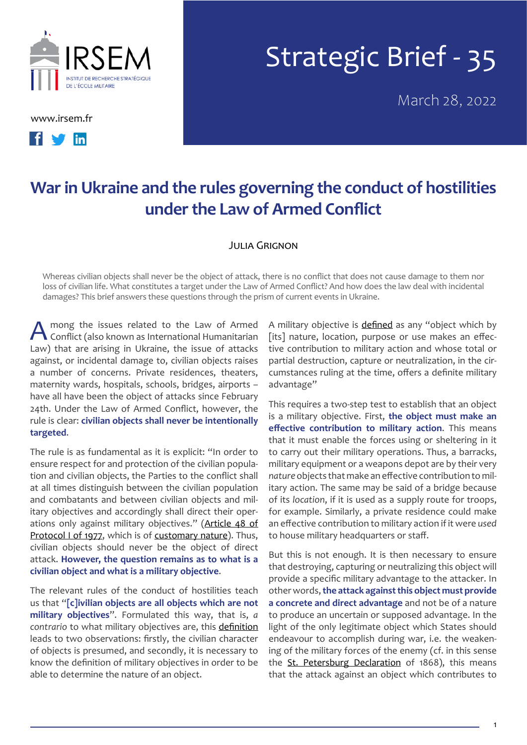IRSEM
INSTITUT DE RECHERCHE STRATÉGIQUE DE L'ÉCOLE MILITAIRE

www.irsem.fr

# Strategic Brief - 35

March 28, 2022

# War in Ukraine and the rules governing the conduct of hostilities under the Law of Armed Conflict

Julia Grignon

Whereas civilian objects shall never be the object of attack, there is no conflict that does not cause damage to them nor loss of civilian life. What constitutes a target under the Law of Armed Conflict? And how does the law deal with incidental damages? This brief answers these questions through the prism of current events in Ukraine.

Among the issues related to the Law of Armed Conflict (also known as International Humanitarian Law) that are arising in Ukraine, the issue of attacks against, or incidental damage to, civilian objects raises a number of concerns. Private residences, theaters, maternity wards, hospitals, schools, bridges, airports – have all have been the object of attacks since February 24th. Under the Law of Armed Conflict, however, the rule is clear: **civilian objects shall never be intentionally targeted**.

The rule is as fundamental as it is explicit: "In order to ensure respect for and protection of the civilian population and civilian objects, the Parties to the conflict shall at all times distinguish between the civilian population and combatants and between civilian objects and military objectives and accordingly shall direct their operations only against military objectives." (Article 48 of Protocol I of 1977, which is of customary nature). Thus, civilian objects should never be the object of direct attack. **However, the question remains as to what is a civilian object and what is a military objective**.

The relevant rules of the conduct of hostilities teach us that "**[c]ivilian objects are all objects which are not military objectives**". Formulated this way, that is, *a contrario* to what military objectives are, this definition leads to two observations: firstly, the civilian character of objects is presumed, and secondly, it is necessary to know the definition of military objectives in order to be able to determine the nature of an object.

A military objective is defined as any "object which by [its] nature, location, purpose or use makes an effective contribution to military action and whose total or partial destruction, capture or neutralization, in the circumstances ruling at the time, offers a definite military advantage"

This requires a two-step test to establish that an object is a military objective. First, **the object must make an effective contribution to military action**. This means that it must enable the forces using or sheltering in it to carry out their military operations. Thus, a barracks, military equipment or a weapons depot are by their very *nature* objects that make an effective contribution to military action. The same may be said of a bridge because of its *location*, if it is used as a supply route for troops, for example. Similarly, a private residence could make an effective contribution to military action if it were *used* to house military headquarters or staff.

But this is not enough. It is then necessary to ensure that destroying, capturing or neutralizing this object will provide a specific military advantage to the attacker. In other words, **the attack against this object must provide a concrete and direct advantage** and not be of a nature to produce an uncertain or supposed advantage. In the light of the only legitimate object which States should endeavour to accomplish during war, i.e. the weakening of the military forces of the enemy (cf. in this sense the St. Petersburg Declaration of 1868), this means that the attack against an object which contributes to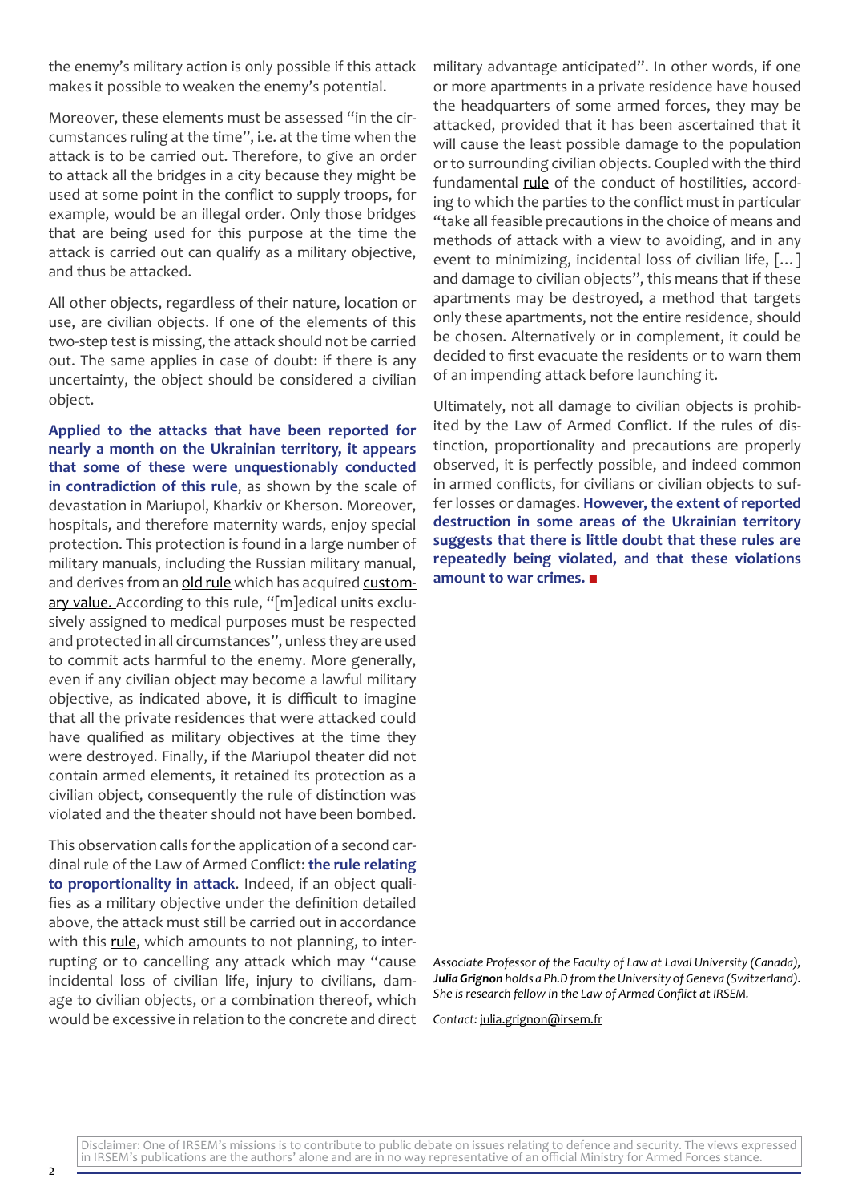the enemy's military action is only possible if this attack makes it possible to weaken the enemy's potential.

Moreover, these elements must be assessed "in the circumstances ruling at the time", i.e. at the time when the attack is to be carried out. Therefore, to give an order to attack all the bridges in a city because they might be used at some point in the conflict to supply troops, for example, would be an illegal order. Only those bridges that are being used for this purpose at the time the attack is carried out can qualify as a military objective, and thus be attacked.

All other objects, regardless of their nature, location or use, are civilian objects. If one of the elements of this two-step test is missing, the attack should not be carried out. The same applies in case of doubt: if there is any uncertainty, the object should be considered a civilian object.

**Applied to the attacks that have been reported for nearly a month on the Ukrainian territory, it appears that some of these were unquestionably conducted in contradiction of this rule**, as shown by the scale of devastation in Mariupol, Kharkiv or Kherson. Moreover, hospitals, and therefore maternity wards, enjoy special protection. This protection is found in a large number of military manuals, including the Russian military manual, and derives from an old rule which has acquired customary value. According to this rule, "[m]edical units exclusively assigned to medical purposes must be respected and protected in all circumstances", unless they are used to commit acts harmful to the enemy. More generally, even if any civilian object may become a lawful military objective, as indicated above, it is difficult to imagine that all the private residences that were attacked could have qualified as military objectives at the time they were destroyed. Finally, if the Mariupol theater did not contain armed elements, it retained its protection as a civilian object, consequently the rule of distinction was violated and the theater should not have been bombed.

This observation calls for the application of a second cardinal rule of the Law of Armed Conflict: **the rule relating to proportionality in attack**. Indeed, if an object qualifies as a military objective under the definition detailed above, the attack must still be carried out in accordance with this rule, which amounts to not planning, to interrupting or to cancelling any attack which may "cause incidental loss of civilian life, injury to civilians, damage to civilian objects, or a combination thereof, which would be excessive in relation to the concrete and direct military advantage anticipated". In other words, if one or more apartments in a private residence have housed the headquarters of some armed forces, they may be attacked, provided that it has been ascertained that it will cause the least possible damage to the population or to surrounding civilian objects. Coupled with the third fundamental rule of the conduct of hostilities, according to which the parties to the conflict must in particular "take all feasible precautions in the choice of means and methods of attack with a view to avoiding, and in any event to minimizing, incidental loss of civilian life, [...] and damage to civilian objects", this means that if these apartments may be destroyed, a method that targets only these apartments, not the entire residence, should be chosen. Alternatively or in complement, it could be decided to first evacuate the residents or to warn them of an impending attack before launching it.

Ultimately, not all damage to civilian objects is prohibited by the Law of Armed Conflict. If the rules of distinction, proportionality and precautions are properly observed, it is perfectly possible, and indeed common in armed conflicts, for civilians or civilian objects to suffer losses or damages. **However, the extent of reported destruction in some areas of the Ukrainian territory suggests that there is little doubt that these rules are repeatedly being violated, and that these violations amount to war crimes.** ■

*Associate Professor of the Faculty of Law at Laval University (Canada),* ***Julia Grignon*** *holds a Ph.D from the University of Geneva (Switzerland). She is research fellow in the Law of Armed Conflict at IRSEM.*

*Contact:* julia.grignon@irsem.fr

Disclaimer: One of IRSEM's missions is to contribute to public debate on issues relating to defence and security. The views expressed in IRSEM's publications are the authors' alone and are in no way representative of an official Ministry for Armed Forces stance.